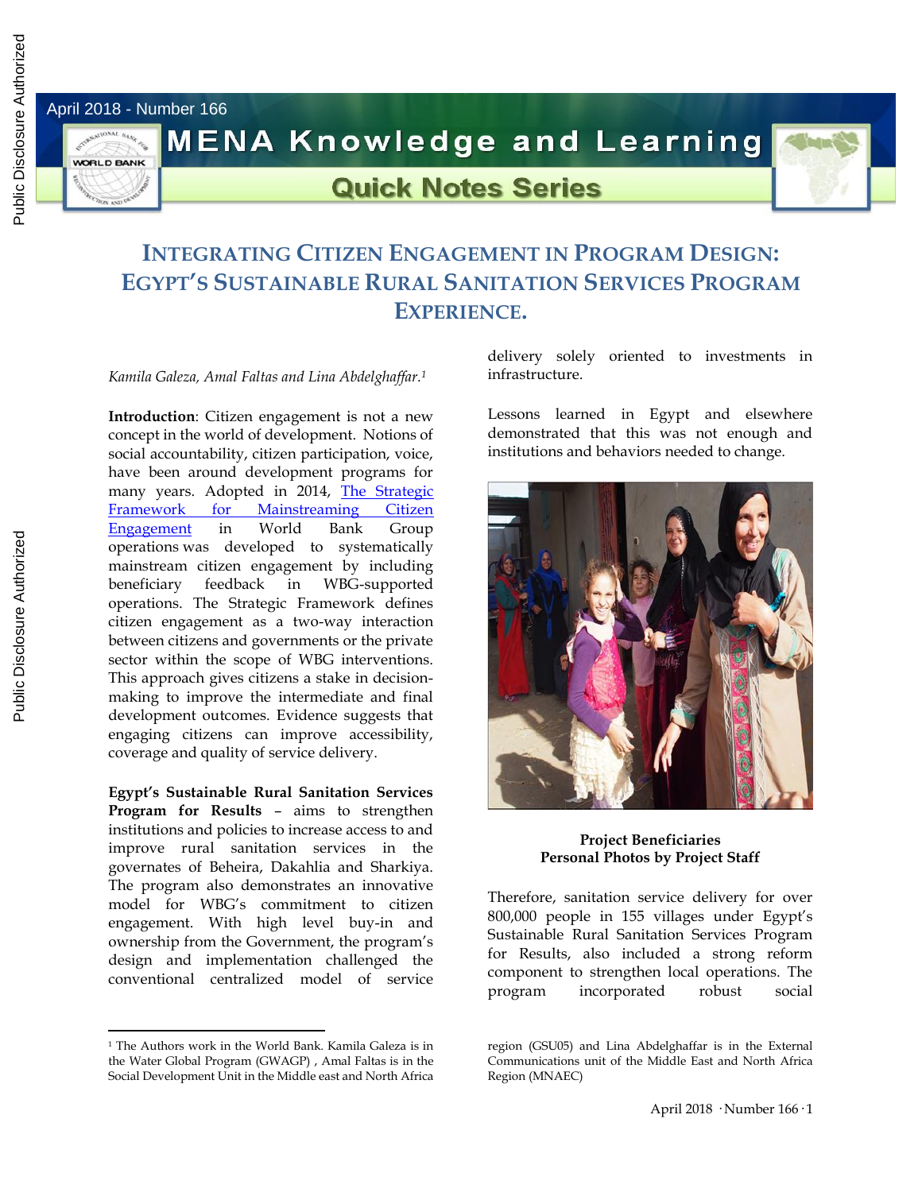April 2018 - Number 166

MENA Knowledge and Learning

Quick Notes Series

# INTEGRATING CITIZEN ENGAGEMENT IN PROGRAM DESIGN: EGYPT'S SUSTAINABLE RURAL SANITATION SERVICES PROGRAM EXPERIENCE.

*Kamila Galeza, Amal Faltas and Lina Abdelghaffar.*[1]

**Introduction**: Citizen engagement is not a new concept in the world of development. Notions of social accountability, citizen participation, voice, have been around development programs for many years. Adopted in 2014, The Strategic Framework for Mainstreaming Citizen Engagement in World Bank Group operations was developed to systematically mainstream citizen engagement by including beneficiary feedback in WBG-supported operations. The Strategic Framework defines citizen engagement as a two-way interaction between citizens and governments or the private sector within the scope of WBG interventions. This approach gives citizens a stake in decision-making to improve the intermediate and final development outcomes. Evidence suggests that engaging citizens can improve accessibility, coverage and quality of service delivery.

**Egypt's Sustainable Rural Sanitation Services Program for Results** – aims to strengthen institutions and policies to increase access to and improve rural sanitation services in the governates of Beheira, Dakahlia and Sharkiya. The program also demonstrates an innovative model for WBG's commitment to citizen engagement. With high level buy-in and ownership from the Government, the program's design and implementation challenged the conventional centralized model of service delivery solely oriented to investments in infrastructure.

Lessons learned in Egypt and elsewhere demonstrated that this was not enough and institutions and behaviors needed to change.

**Project Beneficiaries**
**Personal Photos by Project Staff**

Therefore, sanitation service delivery for over 800,000 people in 155 villages under Egypt's Sustainable Rural Sanitation Services Program for Results, also included a strong reform component to strengthen local operations. The program incorporated robust social

[1] The Authors work in the World Bank. Kamila Galeza is in the Water Global Program (GWAGP) , Amal Faltas is in the Social Development Unit in the Middle east and North Africa region (GSU05) and Lina Abdelghaffar is in the External Communications unit of the Middle East and North Africa Region (MNAEC)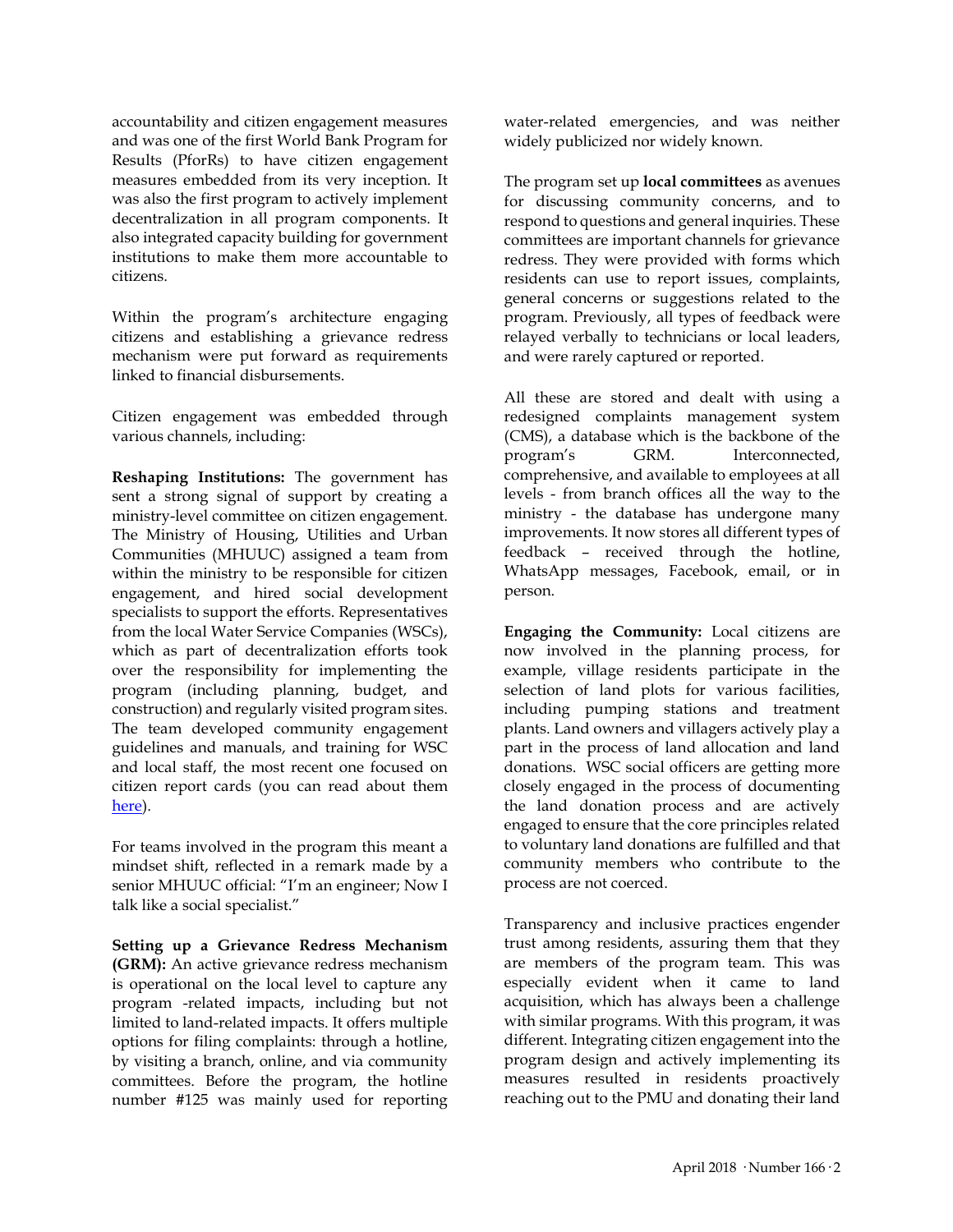accountability and citizen engagement measures and was one of the first World Bank Program for Results (PforRs) to have citizen engagement measures embedded from its very inception. It was also the first program to actively implement decentralization in all program components. It also integrated capacity building for government institutions to make them more accountable to citizens.

Within the program's architecture engaging citizens and establishing a grievance redress mechanism were put forward as requirements linked to financial disbursements.

Citizen engagement was embedded through various channels, including:

**Reshaping Institutions:** The government has sent a strong signal of support by creating a ministry-level committee on citizen engagement. The Ministry of Housing, Utilities and Urban Communities (MHUUC) assigned a team from within the ministry to be responsible for citizen engagement, and hired social development specialists to support the efforts. Representatives from the local Water Service Companies (WSCs), which as part of decentralization efforts took over the responsibility for implementing the program (including planning, budget, and construction) and regularly visited program sites. The team developed community engagement guidelines and manuals, and training for WSC and local staff, the most recent one focused on citizen report cards (you can read about them here).

For teams involved in the program this meant a mindset shift, reflected in a remark made by a senior MHUUC official: "I'm an engineer; Now I talk like a social specialist."

**Setting up a Grievance Redress Mechanism (GRM):** An active grievance redress mechanism is operational on the local level to capture any program -related impacts, including but not limited to land-related impacts. It offers multiple options for filing complaints: through a hotline, by visiting a branch, online, and via community committees. Before the program, the hotline number #125 was mainly used for reporting water-related emergencies, and was neither widely publicized nor widely known.

The program set up **local committees** as avenues for discussing community concerns, and to respond to questions and general inquiries. These committees are important channels for grievance redress. They were provided with forms which residents can use to report issues, complaints, general concerns or suggestions related to the program. Previously, all types of feedback were relayed verbally to technicians or local leaders, and were rarely captured or reported.

All these are stored and dealt with using a redesigned complaints management system (CMS), a database which is the backbone of the program's GRM. Interconnected, comprehensive, and available to employees at all levels - from branch offices all the way to the ministry - the database has undergone many improvements. It now stores all different types of feedback – received through the hotline, WhatsApp messages, Facebook, email, or in person.

**Engaging the Community:** Local citizens are now involved in the planning process, for example, village residents participate in the selection of land plots for various facilities, including pumping stations and treatment plants. Land owners and villagers actively play a part in the process of land allocation and land donations. WSC social officers are getting more closely engaged in the process of documenting the land donation process and are actively engaged to ensure that the core principles related to voluntary land donations are fulfilled and that community members who contribute to the process are not coerced.

Transparency and inclusive practices engender trust among residents, assuring them that they are members of the program team. This was especially evident when it came to land acquisition, which has always been a challenge with similar programs. With this program, it was different. Integrating citizen engagement into the program design and actively implementing its measures resulted in residents proactively reaching out to the PMU and donating their land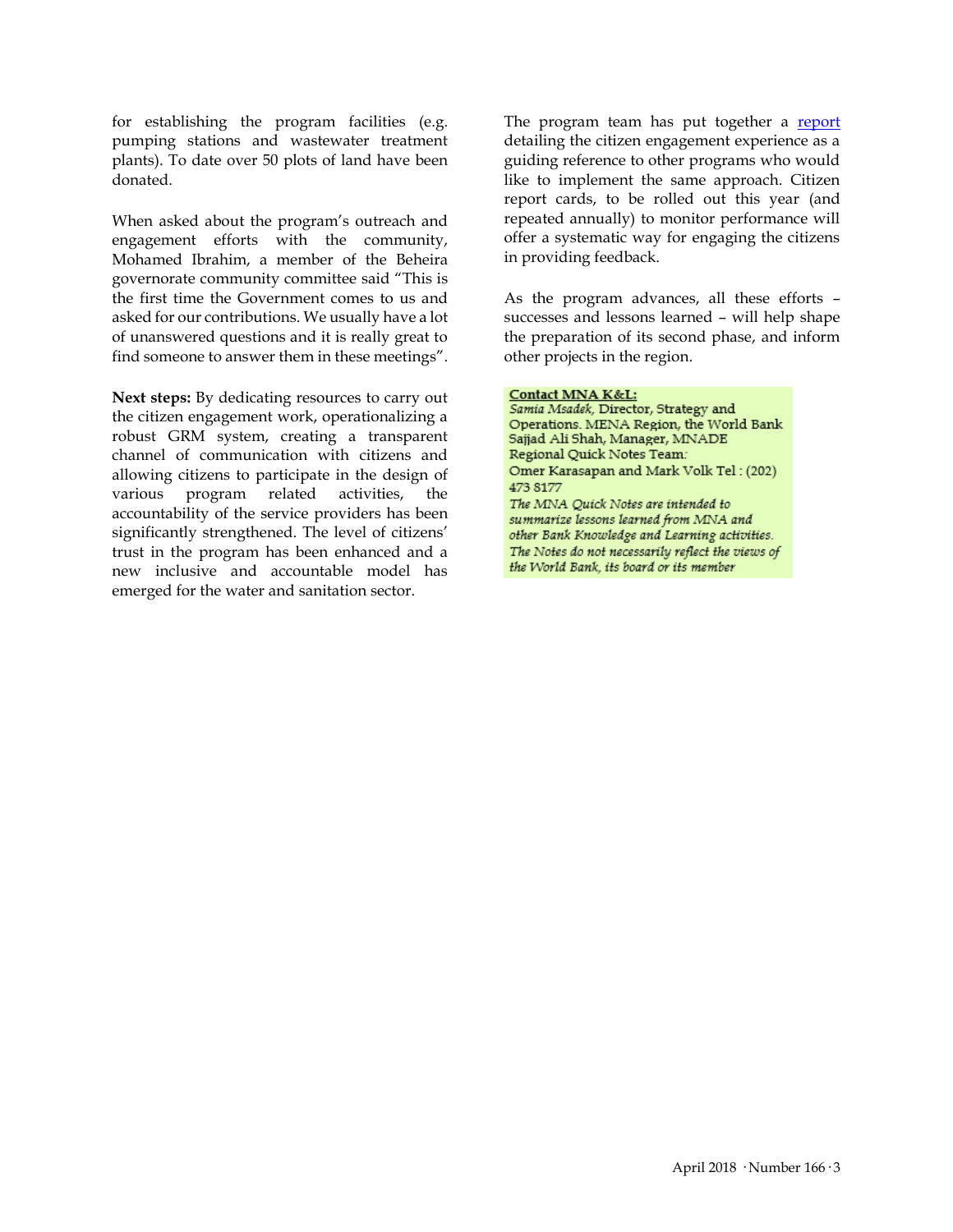for establishing the program facilities (e.g. pumping stations and wastewater treatment plants). To date over 50 plots of land have been donated.

When asked about the program's outreach and engagement efforts with the community, Mohamed Ibrahim, a member of the Beheira governorate community committee said "This is the first time the Government comes to us and asked for our contributions. We usually have a lot of unanswered questions and it is really great to find someone to answer them in these meetings".

**Next steps:** By dedicating resources to carry out the citizen engagement work, operationalizing a robust GRM system, creating a transparent channel of communication with citizens and allowing citizens to participate in the design of various program related activities, the accountability of the service providers has been significantly strengthened. The level of citizens' trust in the program has been enhanced and a new inclusive and accountable model has emerged for the water and sanitation sector.

The program team has put together a [report](report) detailing the citizen engagement experience as a guiding reference to other programs who would like to implement the same approach. Citizen report cards, to be rolled out this year (and repeated annually) to monitor performance will offer a systematic way for engaging the citizens in providing feedback.

As the program advances, all these efforts – successes and lessons learned – will help shape the preparation of its second phase, and inform other projects in the region.

**Contact MNA K&L:**
*Samia Msadek*, Director, Strategy and Operations. MENA Region, the World Bank
Sajjad Ali Shah, Manager, MNADE
Regional Quick Notes Team*:*
Omer Karasapan and Mark Volk Tel : (202) 473 8177
*The MNA Quick Notes are intended to summarize lessons learned from MNA and other Bank Knowledge and Learning activities. The Notes do not necessarily reflect the views of the World Bank, its board or its member*